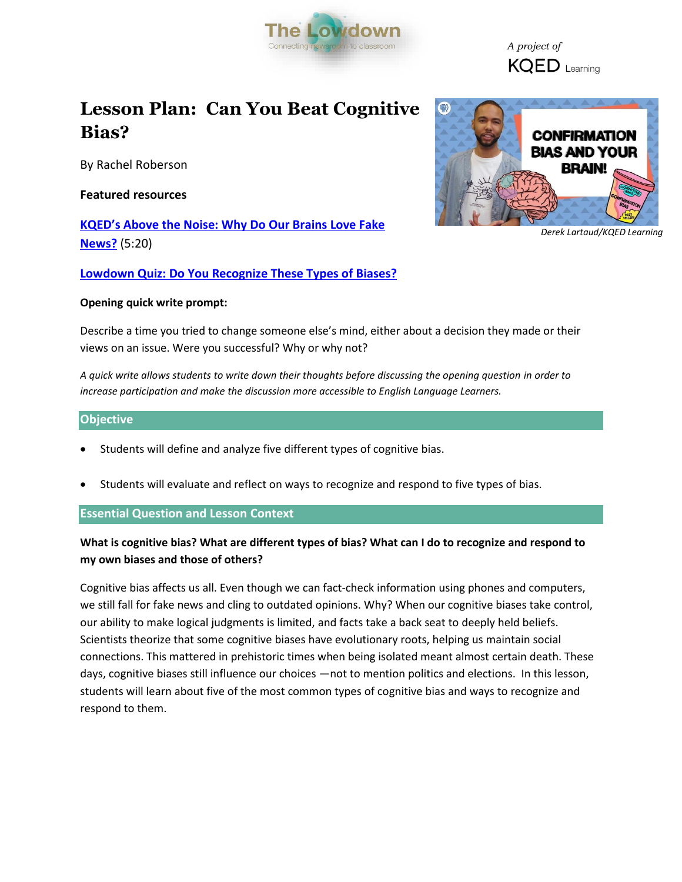# Lesson Plan: Can You Beat Cognitive Bias?

By Rachel Roberson

**Featured resources**

[KQED's Above the Noise: Why Do Our Brains Love Fake News?](#) (5:20)

[Lowdown Quiz: Do You Recognize These Types of Biases?](#)

*Derek Lartaud/KQED Learning*

**Opening quick write prompt:**

Describe a time you tried to change someone else's mind, either about a decision they made or their views on an issue. Were you successful? Why or why not?

*A quick write allows students to write down their thoughts before discussing the opening question in order to increase participation and make the discussion more accessible to English Language Learners.*

## Objective

- Students will define and analyze five different types of cognitive bias.
- Students will evaluate and reflect on ways to recognize and respond to five types of bias.

## Essential Question and Lesson Context

**What is cognitive bias? What are different types of bias? What can I do to recognize and respond to my own biases and those of others?**

Cognitive bias affects us all. Even though we can fact-check information using phones and computers, we still fall for fake news and cling to outdated opinions. Why? When our cognitive biases take control, our ability to make logical judgments is limited, and facts take a back seat to deeply held beliefs. Scientists theorize that some cognitive biases have evolutionary roots, helping us maintain social connections. This mattered in prehistoric times when being isolated meant almost certain death. These days, cognitive biases still influence our choices —not to mention politics and elections. In this lesson, students will learn about five of the most common types of cognitive bias and ways to recognize and respond to them.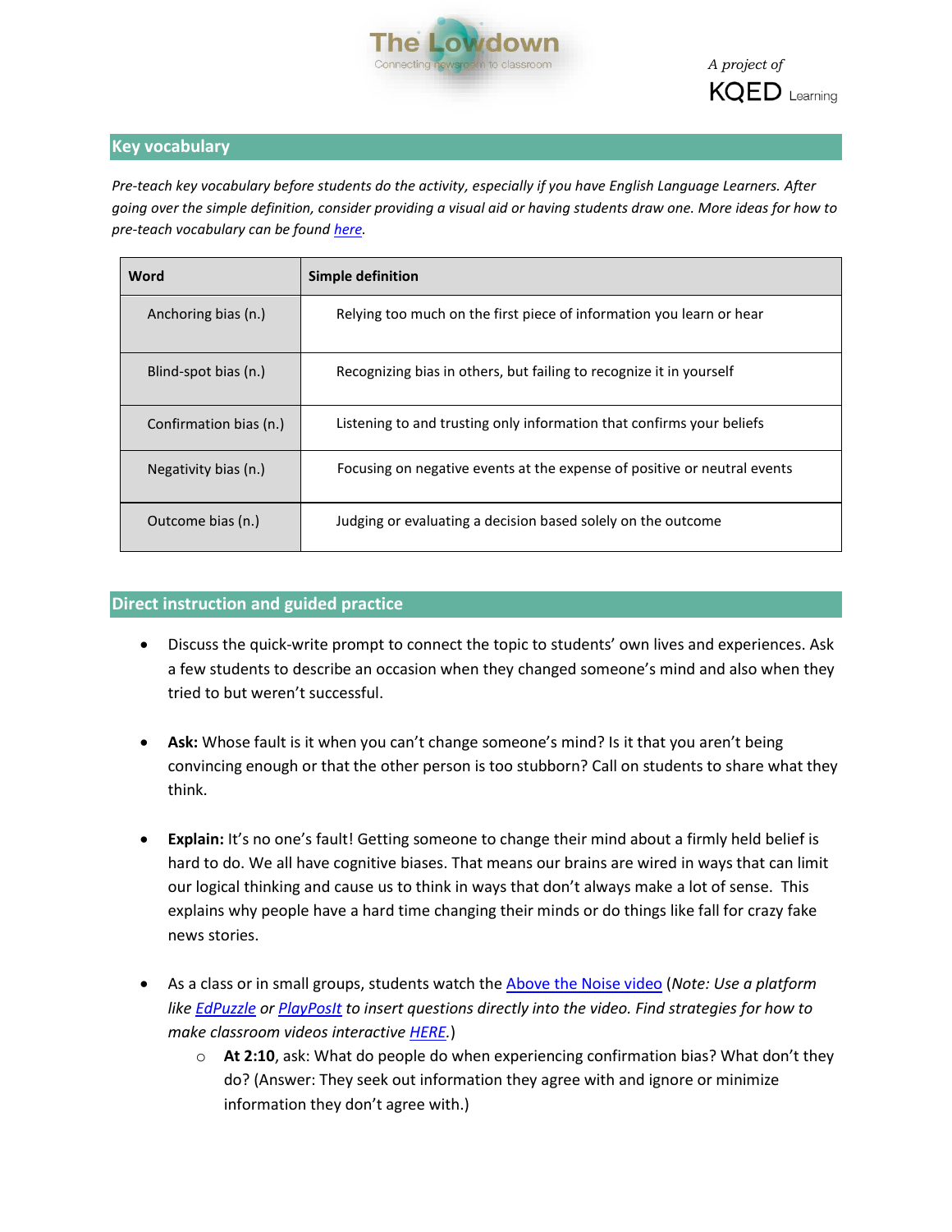## Key vocabulary

*Pre-teach key vocabulary before students do the activity, especially if you have English Language Learners. After going over the simple definition, consider providing a visual aid or having students draw one. More ideas for how to pre-teach vocabulary can be found [here](#).*

| Word | Simple definition |
|---|---|
| Anchoring bias (n.) | Relying too much on the first piece of information you learn or hear |
| Blind-spot bias (n.) | Recognizing bias in others, but failing to recognize it in yourself |
| Confirmation bias (n.) | Listening to and trusting only information that confirms your beliefs |
| Negativity bias (n.) | Focusing on negative events at the expense of positive or neutral events |
| Outcome bias (n.) | Judging or evaluating a decision based solely on the outcome |

## Direct instruction and guided practice

- Discuss the quick-write prompt to connect the topic to students' own lives and experiences. Ask a few students to describe an occasion when they changed someone's mind and also when they tried to but weren't successful.

- **Ask:** Whose fault is it when you can't change someone's mind? Is it that you aren't being convincing enough or that the other person is too stubborn? Call on students to share what they think.

- **Explain:** It's no one's fault! Getting someone to change their mind about a firmly held belief is hard to do. We all have cognitive biases. That means our brains are wired in ways that can limit our logical thinking and cause us to think in ways that don't always make a lot of sense. This explains why people have a hard time changing their minds or do things like fall for crazy fake news stories.

- As a class or in small groups, students watch the [Above the Noise video](#) (*Note: Use a platform like [EdPuzzle](#) or [PlayPosIt](#) to insert questions directly into the video. Find strategies for how to make classroom videos interactive [HERE](#).*)
  - **At 2:10**, ask: What do people do when experiencing confirmation bias? What don't they do? (Answer: They seek out information they agree with and ignore or minimize information they don't agree with.)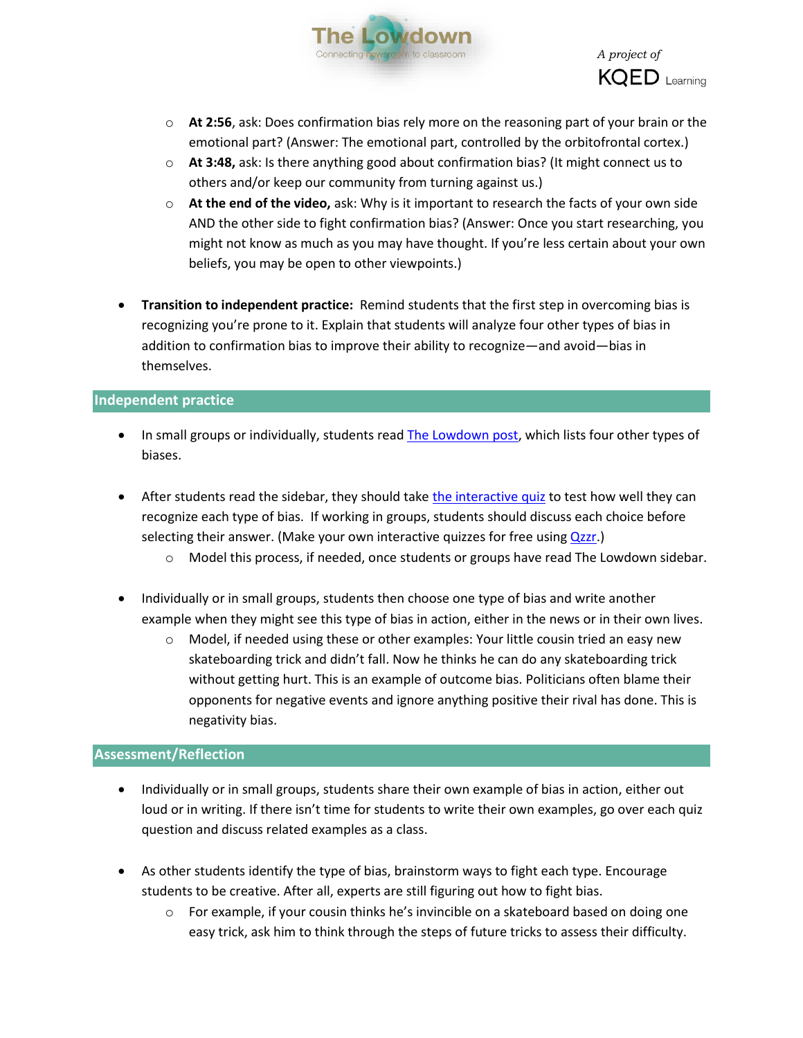- **At 2:56**, ask: Does confirmation bias rely more on the reasoning part of your brain or the emotional part? (Answer: The emotional part, controlled by the orbitofrontal cortex.)
    - **At 3:48,** ask: Is there anything good about confirmation bias? (It might connect us to others and/or keep our community from turning against us.)
    - **At the end of the video,** ask: Why is it important to research the facts of your own side AND the other side to fight confirmation bias? (Answer: Once you start researching, you might not know as much as you may have thought. If you're less certain about your own beliefs, you may be open to other viewpoints.)

- **Transition to independent practice:** Remind students that the first step in overcoming bias is recognizing you're prone to it. Explain that students will analyze four other types of bias in addition to confirmation bias to improve their ability to recognize—and avoid—bias in themselves.

## Independent practice

- In small groups or individually, students read The Lowdown post, which lists four other types of biases.

- After students read the sidebar, they should take the interactive quiz to test how well they can recognize each type of bias. If working in groups, students should discuss each choice before selecting their answer. (Make your own interactive quizzes for free using Qzzr.)
    - Model this process, if needed, once students or groups have read The Lowdown sidebar.

- Individually or in small groups, students then choose one type of bias and write another example when they might see this type of bias in action, either in the news or in their own lives.
    - Model, if needed using these or other examples: Your little cousin tried an easy new skateboarding trick and didn't fall. Now he thinks he can do any skateboarding trick without getting hurt. This is an example of outcome bias. Politicians often blame their opponents for negative events and ignore anything positive their rival has done. This is negativity bias.

## Assessment/Reflection

- Individually or in small groups, students share their own example of bias in action, either out loud or in writing. If there isn't time for students to write their own examples, go over each quiz question and discuss related examples as a class.

- As other students identify the type of bias, brainstorm ways to fight each type. Encourage students to be creative. After all, experts are still figuring out how to fight bias.
    - For example, if your cousin thinks he's invincible on a skateboard based on doing one easy trick, ask him to think through the steps of future tricks to assess their difficulty.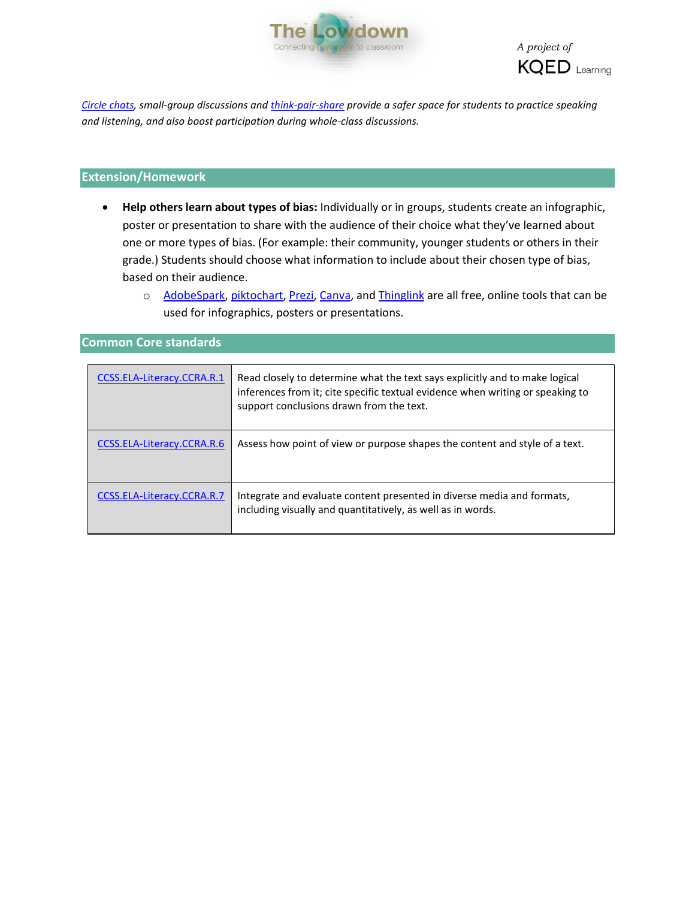*Circle chats, small-group discussions and think-pair-share provide a safer space for students to practice speaking and listening, and also boost participation during whole-class discussions.*

## Extension/Homework

- **Help others learn about types of bias:** Individually or in groups, students create an infographic, poster or presentation to share with the audience of their choice what they've learned about one or more types of bias. (For example: their community, younger students or others in their grade.) Students should choose what information to include about their chosen type of bias, based on their audience.
  - AdobeSpark, piktochart, Prezi, Canva, and Thinglink are all free, online tools that can be used for infographics, posters or presentations.

## Common Core standards

| | |
|---|---|
| CCSS.ELA-Literacy.CCRA.R.1 | Read closely to determine what the text says explicitly and to make logical inferences from it; cite specific textual evidence when writing or speaking to support conclusions drawn from the text. |
| CCSS.ELA-Literacy.CCRA.R.6 | Assess how point of view or purpose shapes the content and style of a text. |
| CCSS.ELA-Literacy.CCRA.R.7 | Integrate and evaluate content presented in diverse media and formats, including visually and quantitatively, as well as in words. |